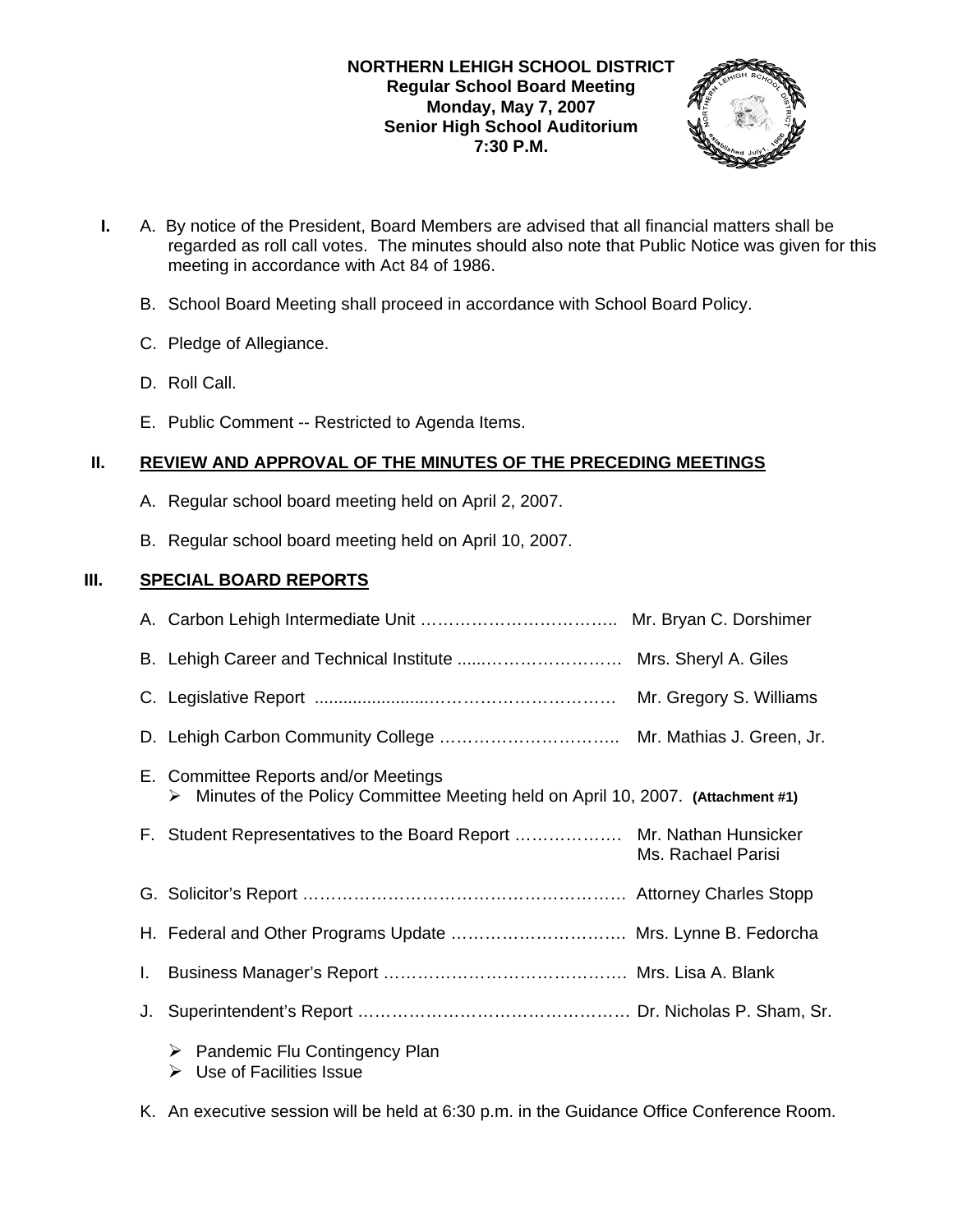**NORTHERN LEHIGH SCHOOL DISTRICT**
**Regular School Board Meeting**
**Monday, May 7, 2007**
**Senior High School Auditorium**
**7:30 P.M.**

**I.** A. By notice of the President, Board Members are advised that all financial matters shall be regarded as roll call votes. The minutes should also note that Public Notice was given for this meeting in accordance with Act 84 of 1986.

B. School Board Meeting shall proceed in accordance with School Board Policy.

C. Pledge of Allegiance.

D. Roll Call.

E. Public Comment -- Restricted to Agenda Items.

## II. REVIEW AND APPROVAL OF THE MINUTES OF THE PRECEDING MEETINGS

A. Regular school board meeting held on April 2, 2007.

B. Regular school board meeting held on April 10, 2007.

## III. SPECIAL BOARD REPORTS

A. Carbon Lehigh Intermediate Unit …………………………….. Mr. Bryan C. Dorshimer

B. Lehigh Career and Technical Institute .......…………………… Mrs. Sheryl A. Giles

C. Legislative Report .......................…………………………… Mr. Gregory S. Williams

D. Lehigh Carbon Community College ………………………….. Mr. Mathias J. Green, Jr.

E. Committee Reports and/or Meetings
  - Minutes of the Policy Committee Meeting held on April 10, 2007. **(Attachment #1)**

F. Student Representatives to the Board Report ………………. Mr. Nathan Hunsicker
Ms. Rachael Parisi

G. Solicitor's Report ………………………………………………… Attorney Charles Stopp

H. Federal and Other Programs Update …………………………. Mrs. Lynne B. Fedorcha

I. Business Manager's Report ……………………………………. Mrs. Lisa A. Blank

J. Superintendent's Report ………………………………………… Dr. Nicholas P. Sham, Sr.

  - Pandemic Flu Contingency Plan
  - Use of Facilities Issue

K. An executive session will be held at 6:30 p.m. in the Guidance Office Conference Room.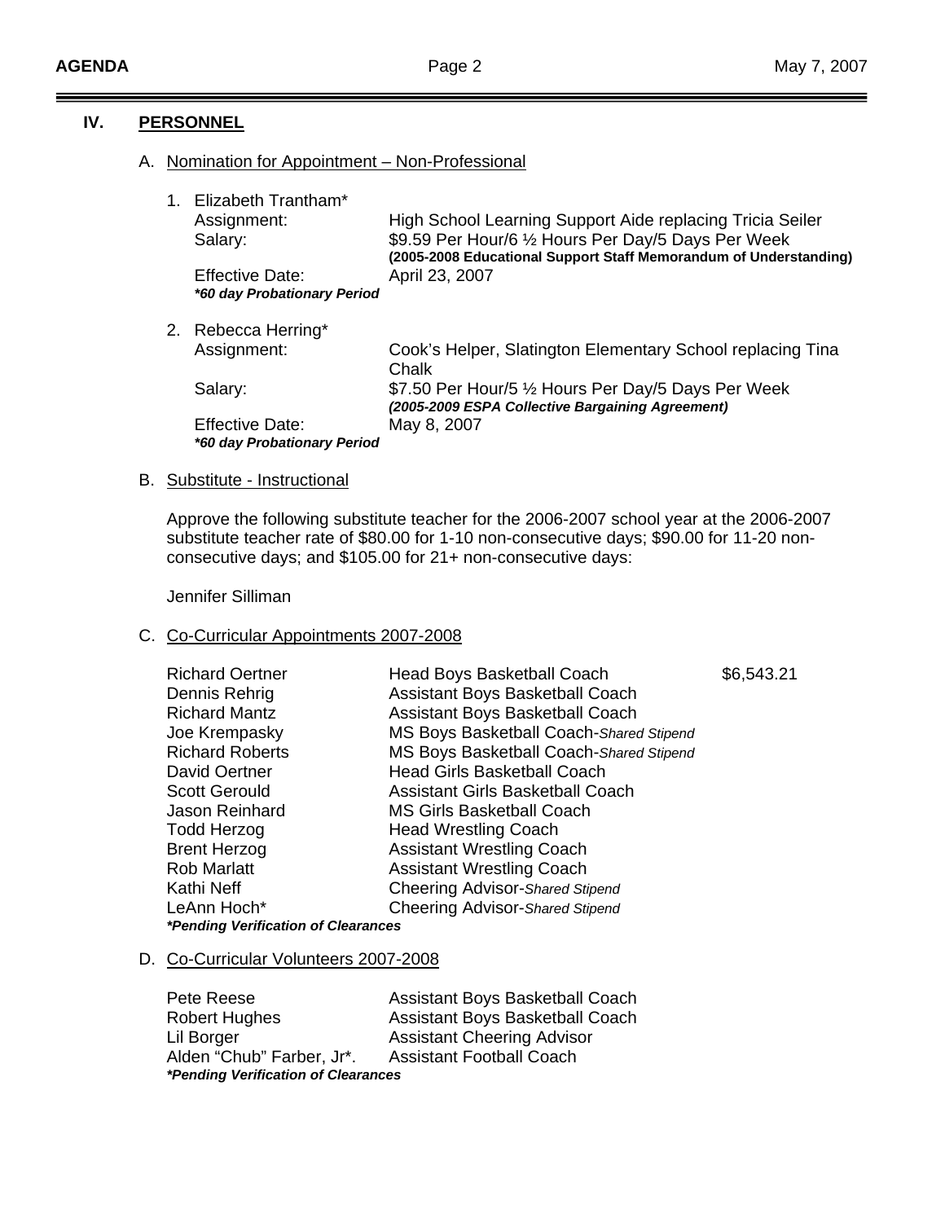## IV. PERSONNEL

### A. Nomination for Appointment – Non-Professional

1. Elizabeth Trantham*

   | | |
   |---|---|
   | Assignment: | High School Learning Support Aide replacing Tricia Seiler |
   | Salary: | $9.59 Per Hour/6 ½ Hours Per Day/5 Days Per Week **(2005-2008 Educational Support Staff Memorandum of Understanding)** |
   | Effective Date: | April 23, 2007 |

   ***60 day Probationary Period**

2. Rebecca Herring*

   | | |
   |---|---|
   | Assignment: | Cook's Helper, Slatington Elementary School replacing Tina Chalk |
   | Salary: | $7.50 Per Hour/5 ½ Hours Per Day/5 Days Per Week ***(2005-2009 ESPA Collective Bargaining Agreement)*** |
   | Effective Date: | May 8, 2007 |

   ***60 day Probationary Period**

### B. Substitute - Instructional

Approve the following substitute teacher for the 2006-2007 school year at the 2006-2007 substitute teacher rate of $80.00 for 1-10 non-consecutive days; $90.00 for 11-20 non-consecutive days; and $105.00 for 21+ non-consecutive days:

Jennifer Silliman

### C. Co-Curricular Appointments 2007-2008

| | | |
|---|---|---|
| Richard Oertner | Head Boys Basketball Coach | $6,543.21 |
| Dennis Rehrig | Assistant Boys Basketball Coach | |
| Richard Mantz | Assistant Boys Basketball Coach | |
| Joe Krempasky | MS Boys Basketball Coach-*Shared Stipend* | |
| Richard Roberts | MS Boys Basketball Coach-*Shared Stipend* | |
| David Oertner | Head Girls Basketball Coach | |
| Scott Gerould | Assistant Girls Basketball Coach | |
| Jason Reinhard | MS Girls Basketball Coach | |
| Todd Herzog | Head Wrestling Coach | |
| Brent Herzog | Assistant Wrestling Coach | |
| Rob Marlatt | Assistant Wrestling Coach | |
| Kathi Neff | Cheering Advisor-*Shared Stipend* | |
| LeAnn Hoch* | Cheering Advisor-*Shared Stipend* | |

***Pending Verification of Clearances**

### D. Co-Curricular Volunteers 2007-2008

| | |
|---|---|
| Pete Reese | Assistant Boys Basketball Coach |
| Robert Hughes | Assistant Boys Basketball Coach |
| Lil Borger | Assistant Cheering Advisor |
| Alden "Chub" Farber, Jr*. | Assistant Football Coach |

***Pending Verification of Clearances**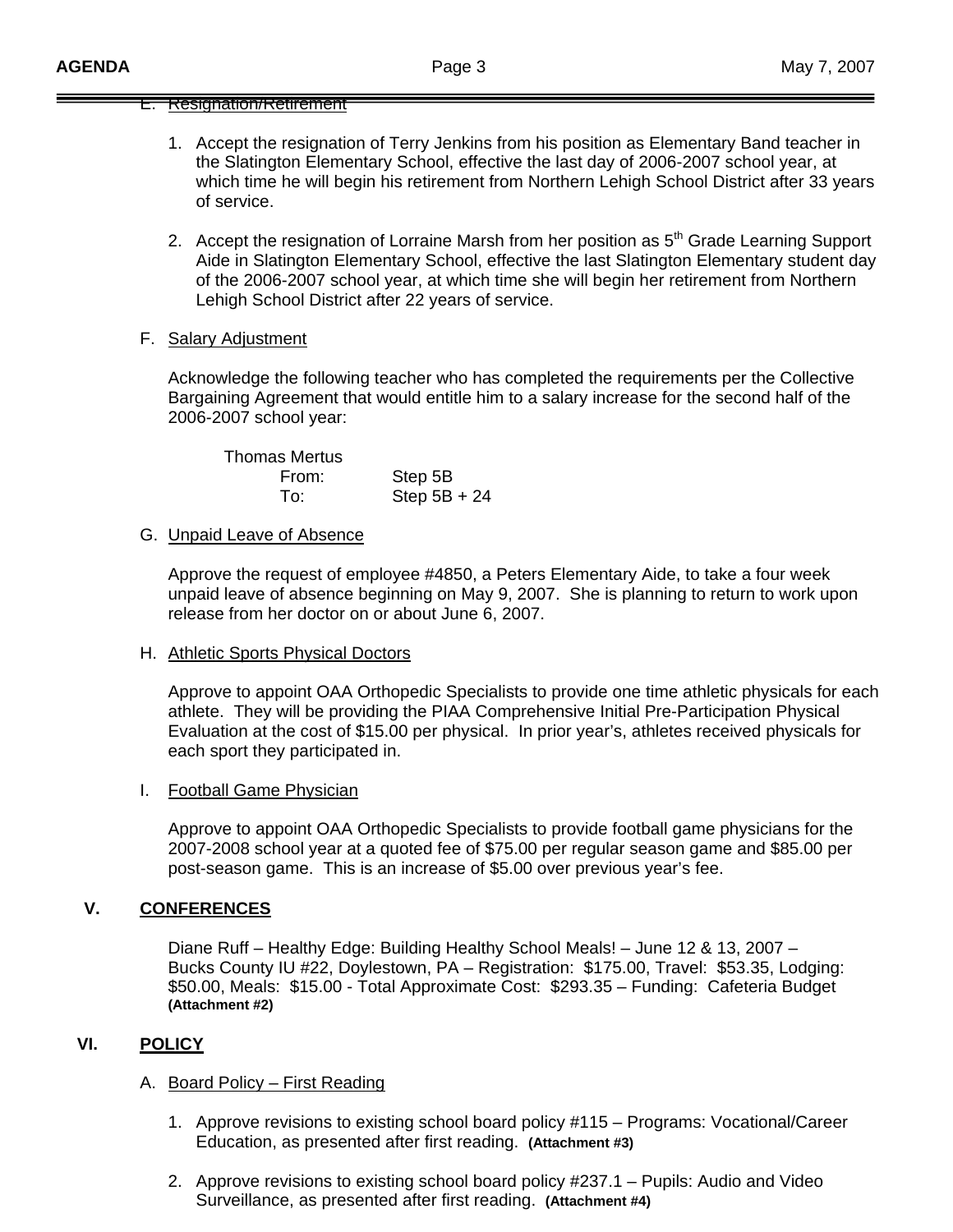E. Resignation/Retirement

1. Accept the resignation of Terry Jenkins from his position as Elementary Band teacher in the Slatington Elementary School, effective the last day of 2006-2007 school year, at which time he will begin his retirement from Northern Lehigh School District after 33 years of service.

2. Accept the resignation of Lorraine Marsh from her position as 5th Grade Learning Support Aide in Slatington Elementary School, effective the last Slatington Elementary student day of the 2006-2007 school year, at which time she will begin her retirement from Northern Lehigh School District after 22 years of service.

F. Salary Adjustment

Acknowledge the following teacher who has completed the requirements per the Collective Bargaining Agreement that would entitle him to a salary increase for the second half of the 2006-2007 school year:

Thomas Mertus
From: Step 5B
To: Step 5B + 24

G. Unpaid Leave of Absence

Approve the request of employee #4850, a Peters Elementary Aide, to take a four week unpaid leave of absence beginning on May 9, 2007. She is planning to return to work upon release from her doctor on or about June 6, 2007.

H. Athletic Sports Physical Doctors

Approve to appoint OAA Orthopedic Specialists to provide one time athletic physicals for each athlete. They will be providing the PIAA Comprehensive Initial Pre-Participation Physical Evaluation at the cost of $15.00 per physical. In prior year's, athletes received physicals for each sport they participated in.

I. Football Game Physician

Approve to appoint OAA Orthopedic Specialists to provide football game physicians for the 2007-2008 school year at a quoted fee of $75.00 per regular season game and $85.00 per post-season game. This is an increase of $5.00 over previous year's fee.

## V. CONFERENCES

Diane Ruff – Healthy Edge: Building Healthy School Meals! – June 12 & 13, 2007 – Bucks County IU #22, Doylestown, PA – Registration: $175.00, Travel: $53.35, Lodging: $50.00, Meals: $15.00 - Total Approximate Cost: $293.35 – Funding: Cafeteria Budget **(Attachment #2)**

## VI. POLICY

A. Board Policy – First Reading

1. Approve revisions to existing school board policy #115 – Programs: Vocational/Career Education, as presented after first reading. **(Attachment #3)**

2. Approve revisions to existing school board policy #237.1 – Pupils: Audio and Video Surveillance, as presented after first reading. **(Attachment #4)**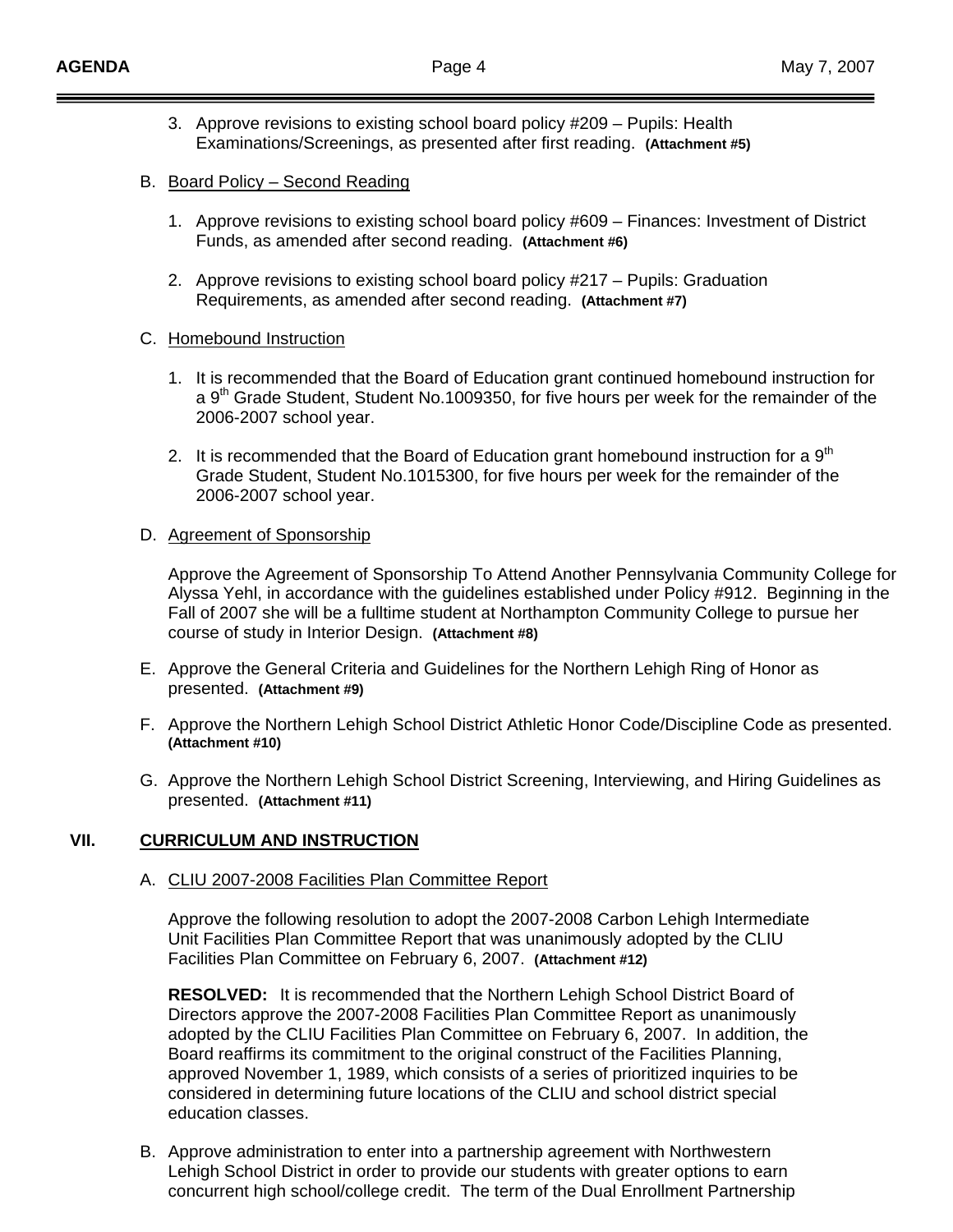3. Approve revisions to existing school board policy #209 – Pupils: Health Examinations/Screenings, as presented after first reading. **(Attachment #5)**

B. Board Policy – Second Reading

1. Approve revisions to existing school board policy #609 – Finances: Investment of District Funds, as amended after second reading. **(Attachment #6)**

2. Approve revisions to existing school board policy #217 – Pupils: Graduation Requirements, as amended after second reading. **(Attachment #7)**

C. Homebound Instruction

1. It is recommended that the Board of Education grant continued homebound instruction for a 9th Grade Student, Student No.1009350, for five hours per week for the remainder of the 2006-2007 school year.

2. It is recommended that the Board of Education grant homebound instruction for a 9th Grade Student, Student No.1015300, for five hours per week for the remainder of the 2006-2007 school year.

D. Agreement of Sponsorship

Approve the Agreement of Sponsorship To Attend Another Pennsylvania Community College for Alyssa Yehl, in accordance with the guidelines established under Policy #912. Beginning in the Fall of 2007 she will be a fulltime student at Northampton Community College to pursue her course of study in Interior Design. **(Attachment #8)**

E. Approve the General Criteria and Guidelines for the Northern Lehigh Ring of Honor as presented. **(Attachment #9)**

F. Approve the Northern Lehigh School District Athletic Honor Code/Discipline Code as presented. **(Attachment #10)**

G. Approve the Northern Lehigh School District Screening, Interviewing, and Hiring Guidelines as presented. **(Attachment #11)**

## VII. CURRICULUM AND INSTRUCTION

A. CLIU 2007-2008 Facilities Plan Committee Report

Approve the following resolution to adopt the 2007-2008 Carbon Lehigh Intermediate Unit Facilities Plan Committee Report that was unanimously adopted by the CLIU Facilities Plan Committee on February 6, 2007. **(Attachment #12)**

**RESOLVED:** It is recommended that the Northern Lehigh School District Board of Directors approve the 2007-2008 Facilities Plan Committee Report as unanimously adopted by the CLIU Facilities Plan Committee on February 6, 2007. In addition, the Board reaffirms its commitment to the original construct of the Facilities Planning, approved November 1, 1989, which consists of a series of prioritized inquiries to be considered in determining future locations of the CLIU and school district special education classes.

B. Approve administration to enter into a partnership agreement with Northwestern Lehigh School District in order to provide our students with greater options to earn concurrent high school/college credit. The term of the Dual Enrollment Partnership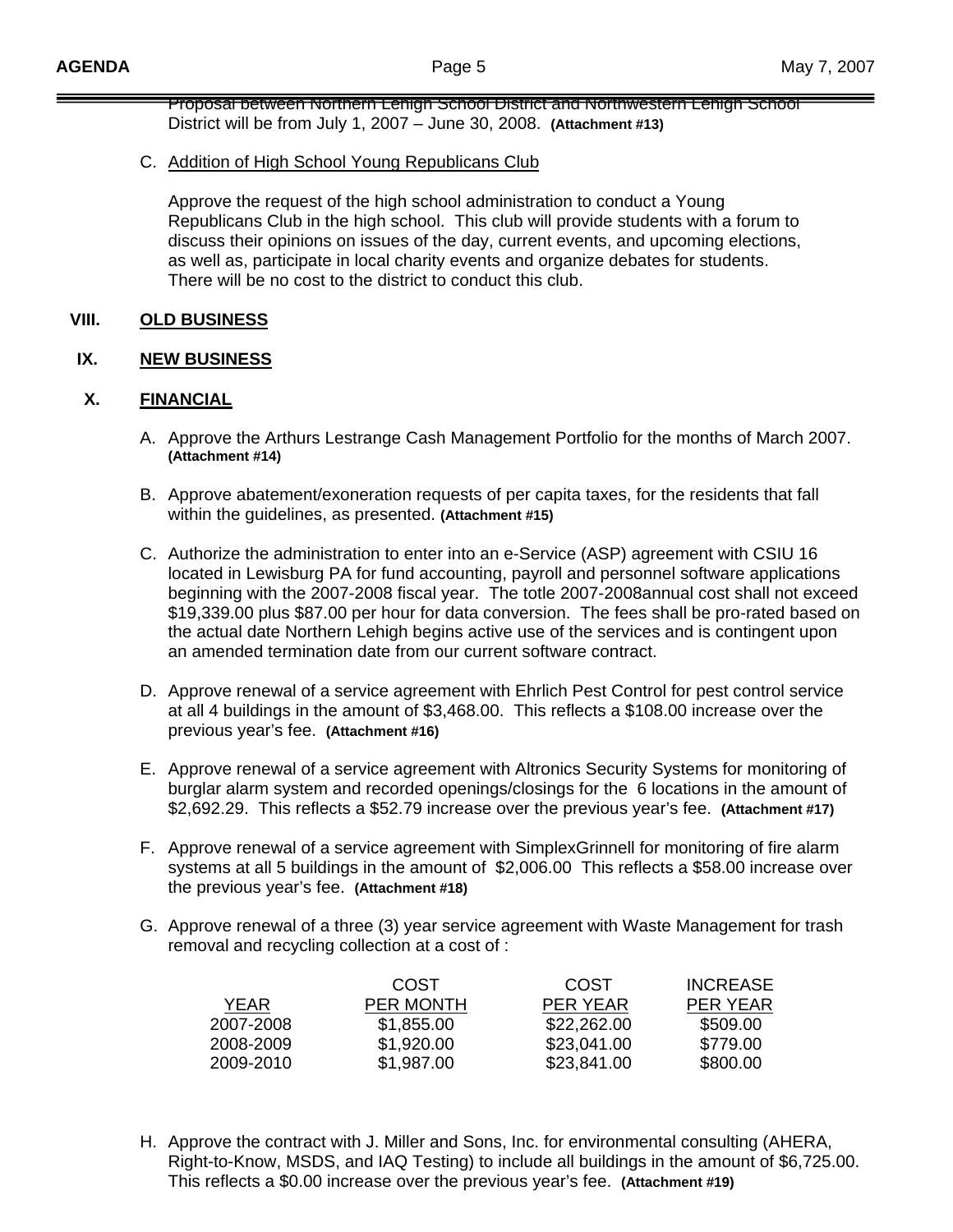Proposal between Northern Lehigh School District and Northwestern Lehigh School District will be from July 1, 2007 – June 30, 2008. **(Attachment #13)**

C. Addition of High School Young Republicans Club

Approve the request of the high school administration to conduct a Young Republicans Club in the high school. This club will provide students with a forum to discuss their opinions on issues of the day, current events, and upcoming elections, as well as, participate in local charity events and organize debates for students. There will be no cost to the district to conduct this club.

## VIII. OLD BUSINESS

## IX. NEW BUSINESS

## X. FINANCIAL

A. Approve the Arthurs Lestrange Cash Management Portfolio for the months of March 2007. **(Attachment #14)**

B. Approve abatement/exoneration requests of per capita taxes, for the residents that fall within the guidelines, as presented. **(Attachment #15)**

C. Authorize the administration to enter into an e-Service (ASP) agreement with CSIU 16 located in Lewisburg PA for fund accounting, payroll and personnel software applications beginning with the 2007-2008 fiscal year. The totle 2007-2008annual cost shall not exceed $19,339.00 plus $87.00 per hour for data conversion. The fees shall be pro-rated based on the actual date Northern Lehigh begins active use of the services and is contingent upon an amended termination date from our current software contract.

D. Approve renewal of a service agreement with Ehrlich Pest Control for pest control service at all 4 buildings in the amount of $3,468.00. This reflects a $108.00 increase over the previous year's fee. **(Attachment #16)**

E. Approve renewal of a service agreement with Altronics Security Systems for monitoring of burglar alarm system and recorded openings/closings for the 6 locations in the amount of $2,692.29. This reflects a $52.79 increase over the previous year's fee. **(Attachment #17)**

F. Approve renewal of a service agreement with SimplexGrinnell for monitoring of fire alarm systems at all 5 buildings in the amount of $2,006.00 This reflects a $58.00 increase over the previous year's fee. **(Attachment #18)**

G. Approve renewal of a three (3) year service agreement with Waste Management for trash removal and recycling collection at a cost of :

| YEAR | COST PER MONTH | COST PER YEAR | INCREASE PER YEAR |
|---|---|---|---|
| 2007-2008 | $1,855.00 | $22,262.00 | $509.00 |
| 2008-2009 | $1,920.00 | $23,041.00 | $779.00 |
| 2009-2010 | $1,987.00 | $23,841.00 | $800.00 |

H. Approve the contract with J. Miller and Sons, Inc. for environmental consulting (AHERA, Right-to-Know, MSDS, and IAQ Testing) to include all buildings in the amount of $6,725.00. This reflects a $0.00 increase over the previous year's fee. **(Attachment #19)**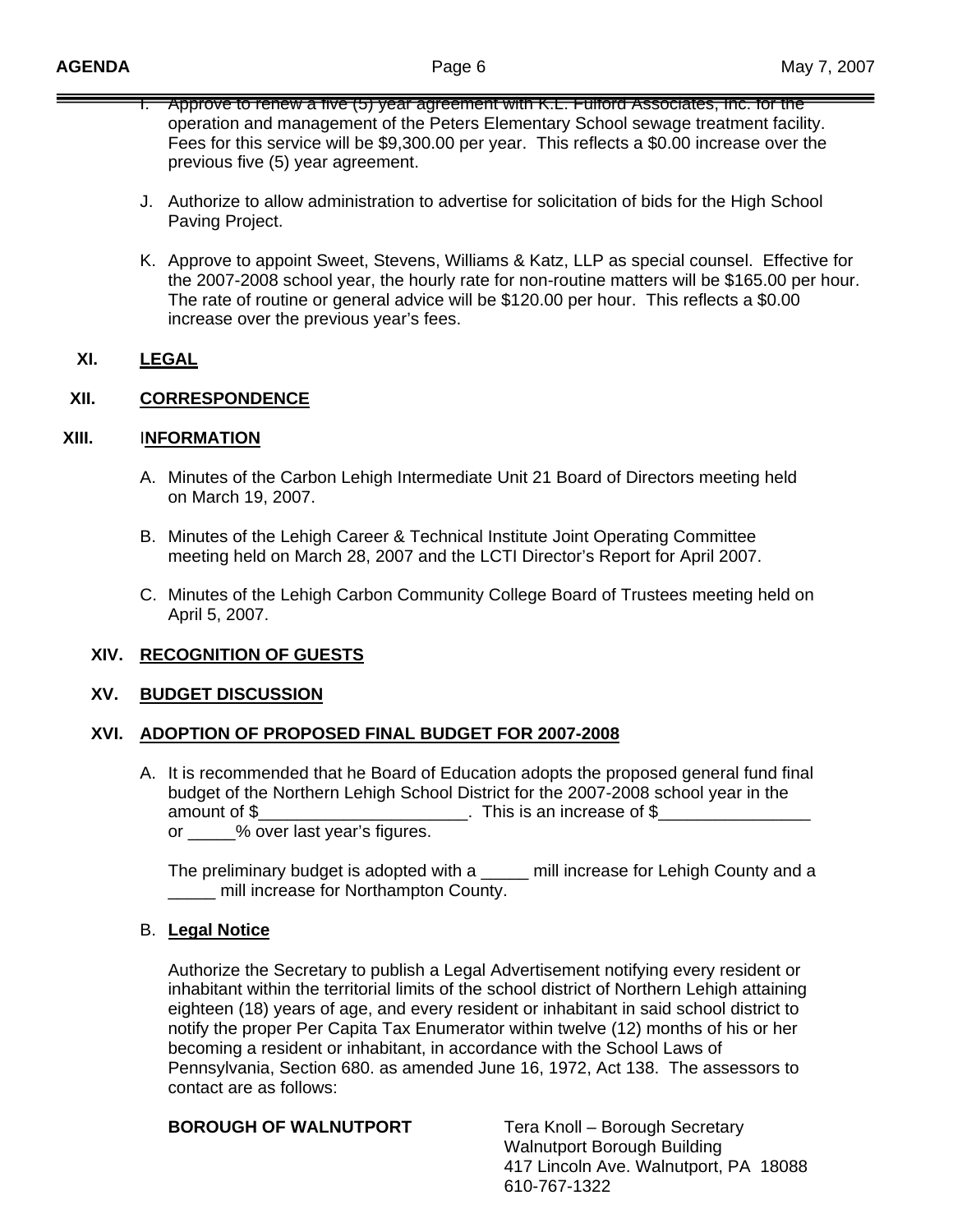I. Approve to renew a five (5) year agreement with K.L. Fulford Associates, Inc. for the operation and management of the Peters Elementary School sewage treatment facility. Fees for this service will be $9,300.00 per year. This reflects a $0.00 increase over the previous five (5) year agreement.

J. Authorize to allow administration to advertise for solicitation of bids for the High School Paving Project.

K. Approve to appoint Sweet, Stevens, Williams & Katz, LLP as special counsel. Effective for the 2007-2008 school year, the hourly rate for non-routine matters will be $165.00 per hour. The rate of routine or general advice will be $120.00 per hour. This reflects a $0.00 increase over the previous year's fees.

**XI. LEGAL**

**XII. CORRESPONDENCE**

**XIII. INFORMATION**

A. Minutes of the Carbon Lehigh Intermediate Unit 21 Board of Directors meeting held on March 19, 2007.

B. Minutes of the Lehigh Career & Technical Institute Joint Operating Committee meeting held on March 28, 2007 and the LCTI Director's Report for April 2007.

C. Minutes of the Lehigh Carbon Community College Board of Trustees meeting held on April 5, 2007.

**XIV. RECOGNITION OF GUESTS**

**XV. BUDGET DISCUSSION**

**XVI. ADOPTION OF PROPOSED FINAL BUDGET FOR 2007-2008**

A. It is recommended that he Board of Education adopts the proposed general fund final budget of the Northern Lehigh School District for the 2007-2008 school year in the amount of $______________________. This is an increase of $________________ or _____% over last year's figures.

The preliminary budget is adopted with a _____ mill increase for Lehigh County and a _____ mill increase for Northampton County.

B. **Legal Notice**

Authorize the Secretary to publish a Legal Advertisement notifying every resident or inhabitant within the territorial limits of the school district of Northern Lehigh attaining eighteen (18) years of age, and every resident or inhabitant in said school district to notify the proper Per Capita Tax Enumerator within twelve (12) months of his or her becoming a resident or inhabitant, in accordance with the School Laws of Pennsylvania, Section 680. as amended June 16, 1972, Act 138. The assessors to contact are as follows:

**BOROUGH OF WALNUTPORT**

Tera Knoll – Borough Secretary
Walnutport Borough Building
417 Lincoln Ave. Walnutport, PA 18088
610-767-1322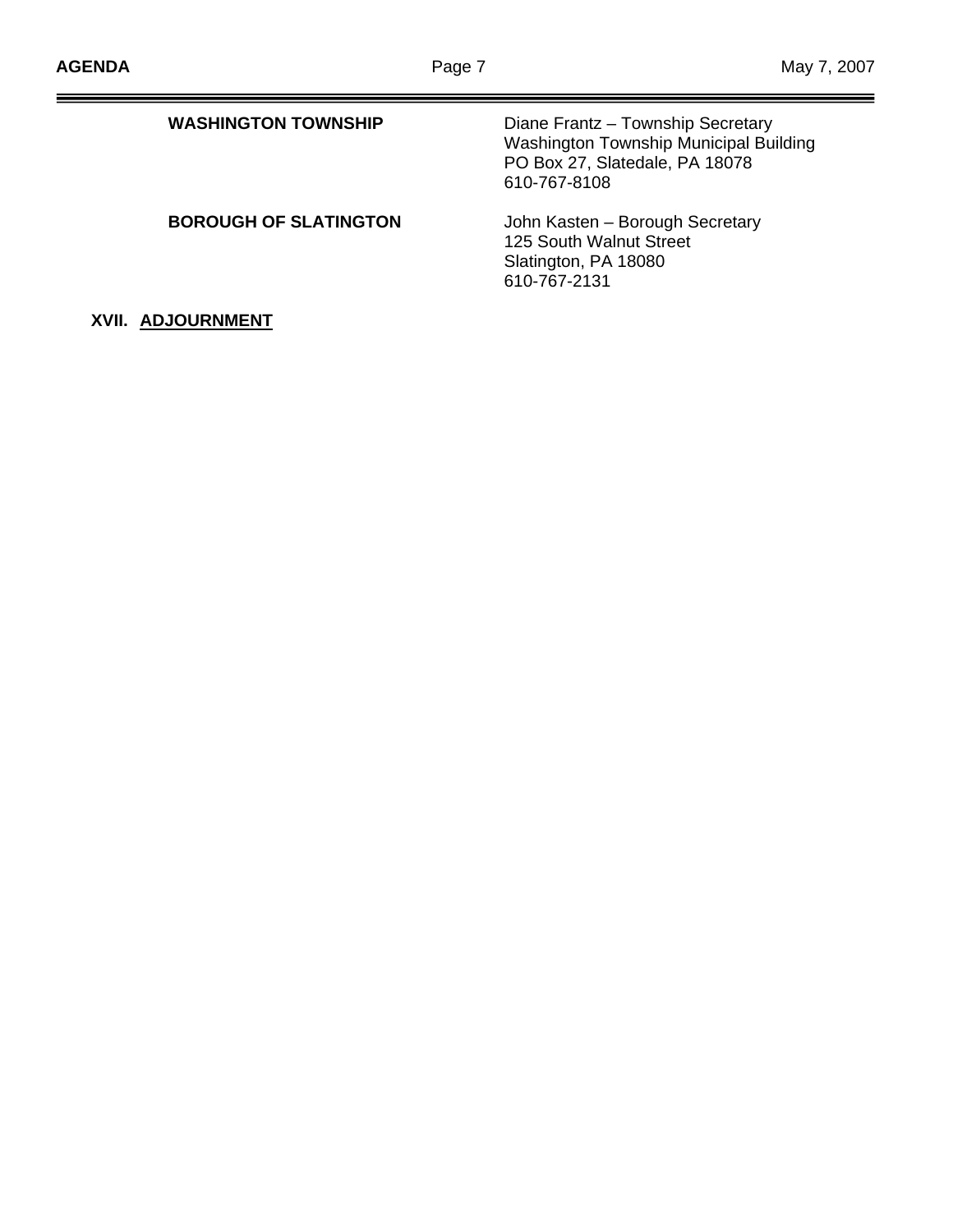| | |
|---|---|
| **WASHINGTON TOWNSHIP** | Diane Frantz – Township Secretary<br>Washington Township Municipal Building<br>PO Box 27, Slatedale, PA 18078<br>610-767-8108 |
| **BOROUGH OF SLATINGTON** | John Kasten – Borough Secretary<br>125 South Walnut Street<br>Slatington, PA 18080<br>610-767-2131 |

**XVII. ADJOURNMENT**